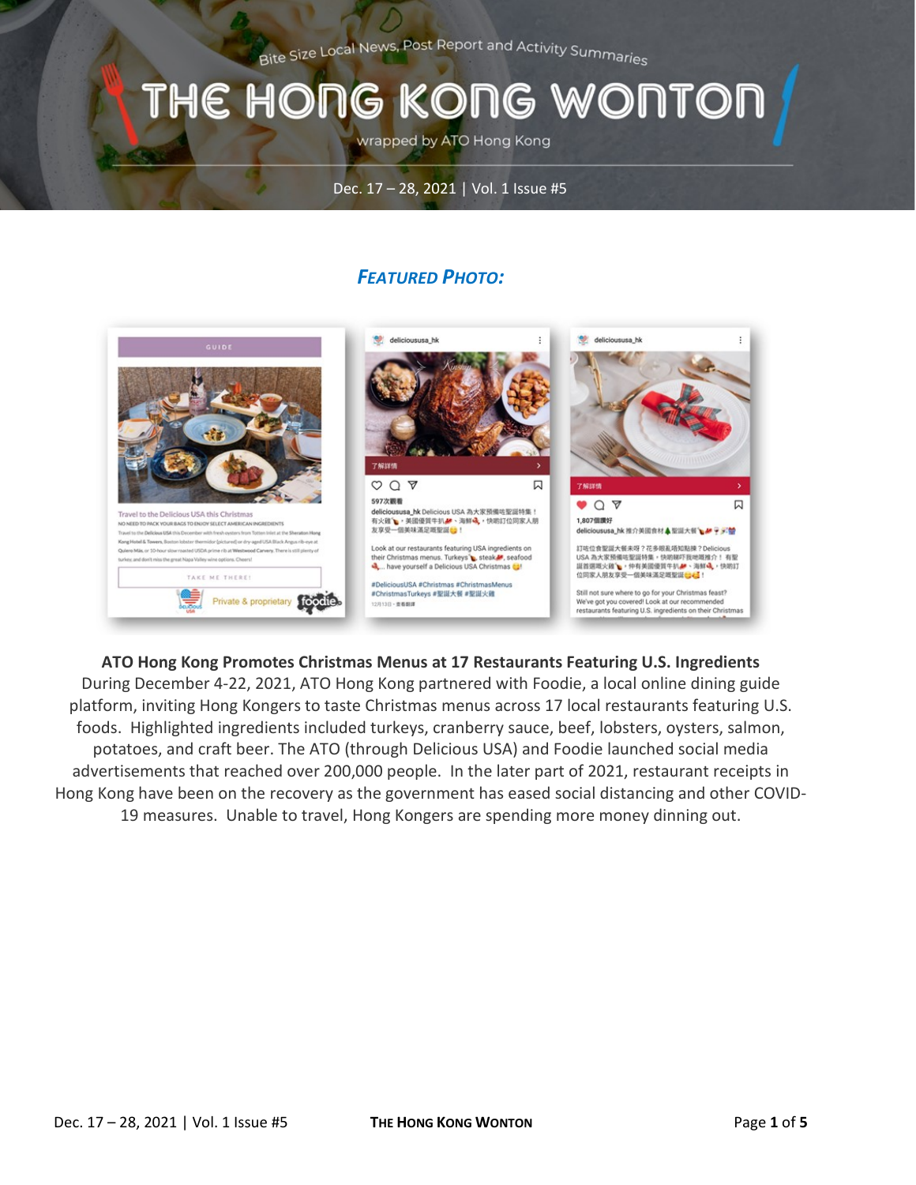Bite Size Local News, Post Report and Activity Summaries

# THE HONG KONG WONTON

wrapped by ATO Hong Kong

Dec. 17 – 28, 2021 | Vol. 1 Issue #5

## *FEATURED PHOTO:*

**ATO Hong Kong Promotes Christmas Menus at 17 Restaurants Featuring U.S. Ingredients**

During December 4-22, 2021, ATO Hong Kong partnered with Foodie, a local online dining guide platform, inviting Hong Kongers to taste Christmas menus across 17 local restaurants featuring U.S. foods. Highlighted ingredients included turkeys, cranberry sauce, beef, lobsters, oysters, salmon, potatoes, and craft beer. The ATO (through Delicious USA) and Foodie launched social media advertisements that reached over 200,000 people. In the later part of 2021, restaurant receipts in Hong Kong have been on the recovery as the government has eased social distancing and other COVID-19 measures. Unable to travel, Hong Kongers are spending more money dinning out.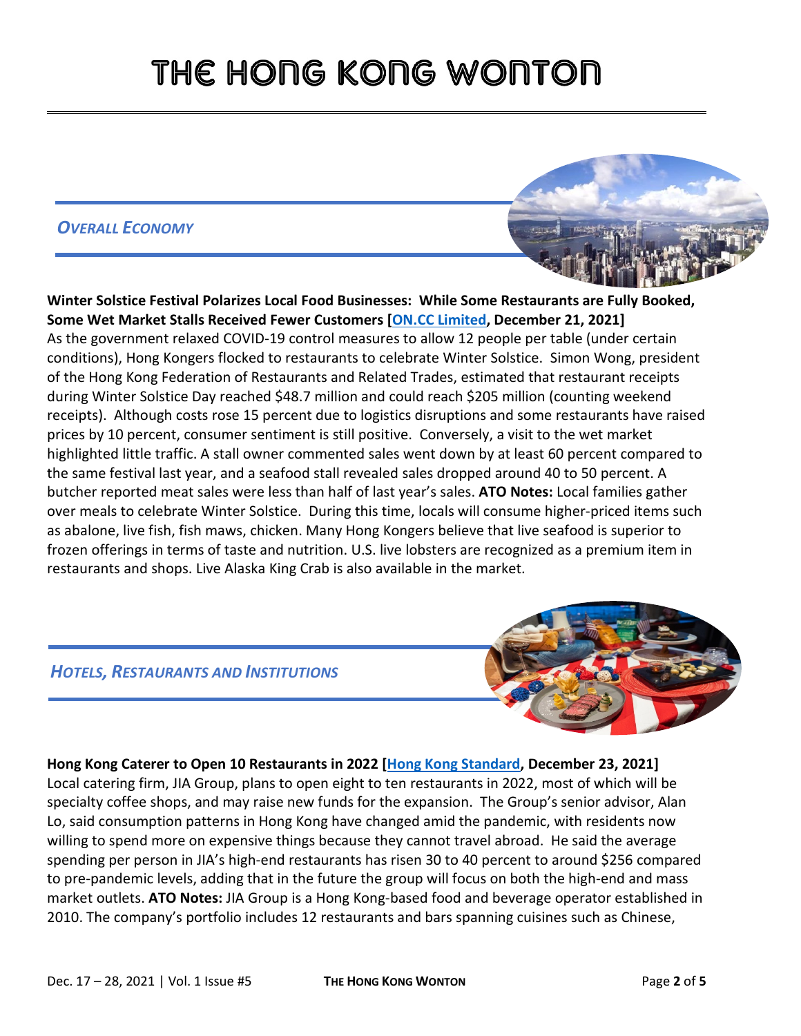# THE HONG KONG WONTON

## *OVERALL ECONOMY*

**Winter Solstice Festival Polarizes Local Food Businesses: While Some Restaurants are Fully Booked, Some Wet Market Stalls Received Fewer Customers [ON.CC Limited, December 21, 2021]**
As the government relaxed COVID-19 control measures to allow 12 people per table (under certain conditions), Hong Kongers flocked to restaurants to celebrate Winter Solstice. Simon Wong, president of the Hong Kong Federation of Restaurants and Related Trades, estimated that restaurant receipts during Winter Solstice Day reached $48.7 million and could reach $205 million (counting weekend receipts). Although costs rose 15 percent due to logistics disruptions and some restaurants have raised prices by 10 percent, consumer sentiment is still positive. Conversely, a visit to the wet market highlighted little traffic. A stall owner commented sales went down by at least 60 percent compared to the same festival last year, and a seafood stall revealed sales dropped around 40 to 50 percent. A butcher reported meat sales were less than half of last year's sales. **ATO Notes:** Local families gather over meals to celebrate Winter Solstice. During this time, locals will consume higher-priced items such as abalone, live fish, fish maws, chicken. Many Hong Kongers believe that live seafood is superior to frozen offerings in terms of taste and nutrition. U.S. live lobsters are recognized as a premium item in restaurants and shops. Live Alaska King Crab is also available in the market.

## *HOTELS, RESTAURANTS AND INSTITUTIONS*

**Hong Kong Caterer to Open 10 Restaurants in 2022 [Hong Kong Standard, December 23, 2021]**
Local catering firm, JIA Group, plans to open eight to ten restaurants in 2022, most of which will be specialty coffee shops, and may raise new funds for the expansion. The Group's senior advisor, Alan Lo, said consumption patterns in Hong Kong have changed amid the pandemic, with residents now willing to spend more on expensive things because they cannot travel abroad. He said the average spending per person in JIA's high-end restaurants has risen 30 to 40 percent to around $256 compared to pre-pandemic levels, adding that in the future the group will focus on both the high-end and mass market outlets. **ATO Notes:** JIA Group is a Hong Kong-based food and beverage operator established in 2010. The company's portfolio includes 12 restaurants and bars spanning cuisines such as Chinese,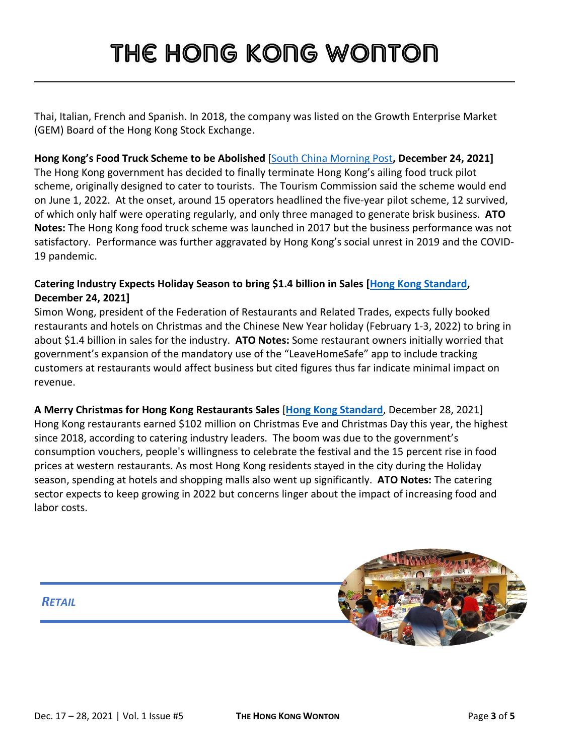Thai, Italian, French and Spanish. In 2018, the company was listed on the Growth Enterprise Market (GEM) Board of the Hong Kong Stock Exchange.

**Hong Kong's Food Truck Scheme to be Abolished** [South China Morning Post**, December 24, 2021]**
The Hong Kong government has decided to finally terminate Hong Kong's ailing food truck pilot scheme, originally designed to cater to tourists. The Tourism Commission said the scheme would end on June 1, 2022. At the onset, around 15 operators headlined the five-year pilot scheme, 12 survived, of which only half were operating regularly, and only three managed to generate brisk business. **ATO Notes:** The Hong Kong food truck scheme was launched in 2017 but the business performance was not satisfactory. Performance was further aggravated by Hong Kong's social unrest in 2019 and the COVID-19 pandemic.

**Catering Industry Expects Holiday Season to bring $1.4 billion in Sales [Hong Kong Standard, December 24, 2021]**
Simon Wong, president of the Federation of Restaurants and Related Trades, expects fully booked restaurants and hotels on Christmas and the Chinese New Year holiday (February 1-3, 2022) to bring in about $1.4 billion in sales for the industry. **ATO Notes:** Some restaurant owners initially worried that government's expansion of the mandatory use of the "LeaveHomeSafe" app to include tracking customers at restaurants would affect business but cited figures thus far indicate minimal impact on revenue.

**A Merry Christmas for Hong Kong Restaurants Sales** [**Hong Kong Standard**, December 28, 2021]
Hong Kong restaurants earned $102 million on Christmas Eve and Christmas Day this year, the highest since 2018, according to catering industry leaders. The boom was due to the government's consumption vouchers, people's willingness to celebrate the festival and the 15 percent rise in food prices at western restaurants. As most Hong Kong residents stayed in the city during the Holiday season, spending at hotels and shopping malls also went up significantly. **ATO Notes:** The catering sector expects to keep growing in 2022 but concerns linger about the impact of increasing food and labor costs.

## *RETAIL*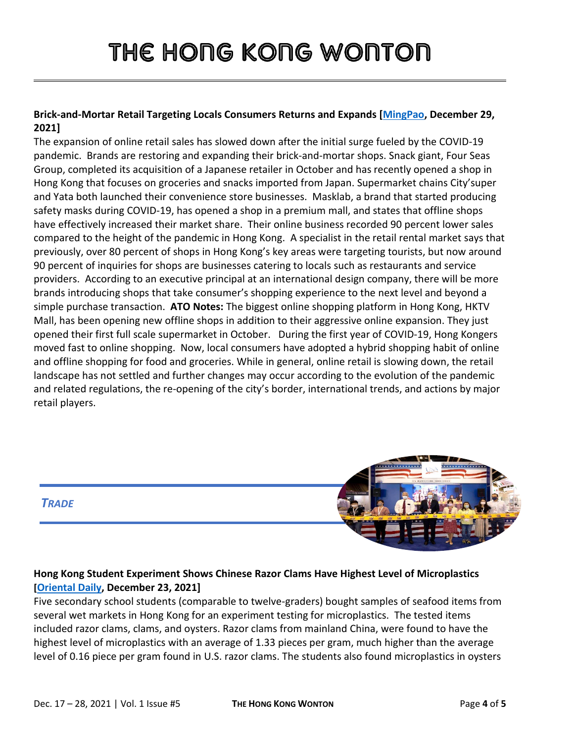**Brick-and-Mortar Retail Targeting Locals Consumers Returns and Expands [[MingPao](MingPao), December 29, 2021]**

The expansion of online retail sales has slowed down after the initial surge fueled by the COVID-19 pandemic. Brands are restoring and expanding their brick-and-mortar shops. Snack giant, Four Seas Group, completed its acquisition of a Japanese retailer in October and has recently opened a shop in Hong Kong that focuses on groceries and snacks imported from Japan. Supermarket chains City'super and Yata both launched their convenience store businesses. Masklab, a brand that started producing safety masks during COVID-19, has opened a shop in a premium mall, and states that offline shops have effectively increased their market share. Their online business recorded 90 percent lower sales compared to the height of the pandemic in Hong Kong. A specialist in the retail rental market says that previously, over 80 percent of shops in Hong Kong's key areas were targeting tourists, but now around 90 percent of inquiries for shops are businesses catering to locals such as restaurants and service providers. According to an executive principal at an international design company, there will be more brands introducing shops that take consumer's shopping experience to the next level and beyond a simple purchase transaction. **ATO Notes:** The biggest online shopping platform in Hong Kong, HKTV Mall, has been opening new offline shops in addition to their aggressive online expansion. They just opened their first full scale supermarket in October. During the first year of COVID-19, Hong Kongers moved fast to online shopping. Now, local consumers have adopted a hybrid shopping habit of online and offline shopping for food and groceries. While in general, online retail is slowing down, the retail landscape has not settled and further changes may occur according to the evolution of the pandemic and related regulations, the re-opening of the city's border, international trends, and actions by major retail players.

## *TRADE*

**Hong Kong Student Experiment Shows Chinese Razor Clams Have Highest Level of Microplastics [[Oriental Daily](Oriental Daily), December 23, 2021]**

Five secondary school students (comparable to twelve-graders) bought samples of seafood items from several wet markets in Hong Kong for an experiment testing for microplastics. The tested items included razor clams, clams, and oysters. Razor clams from mainland China, were found to have the highest level of microplastics with an average of 1.33 pieces per gram, much higher than the average level of 0.16 piece per gram found in U.S. razor clams. The students also found microplastics in oysters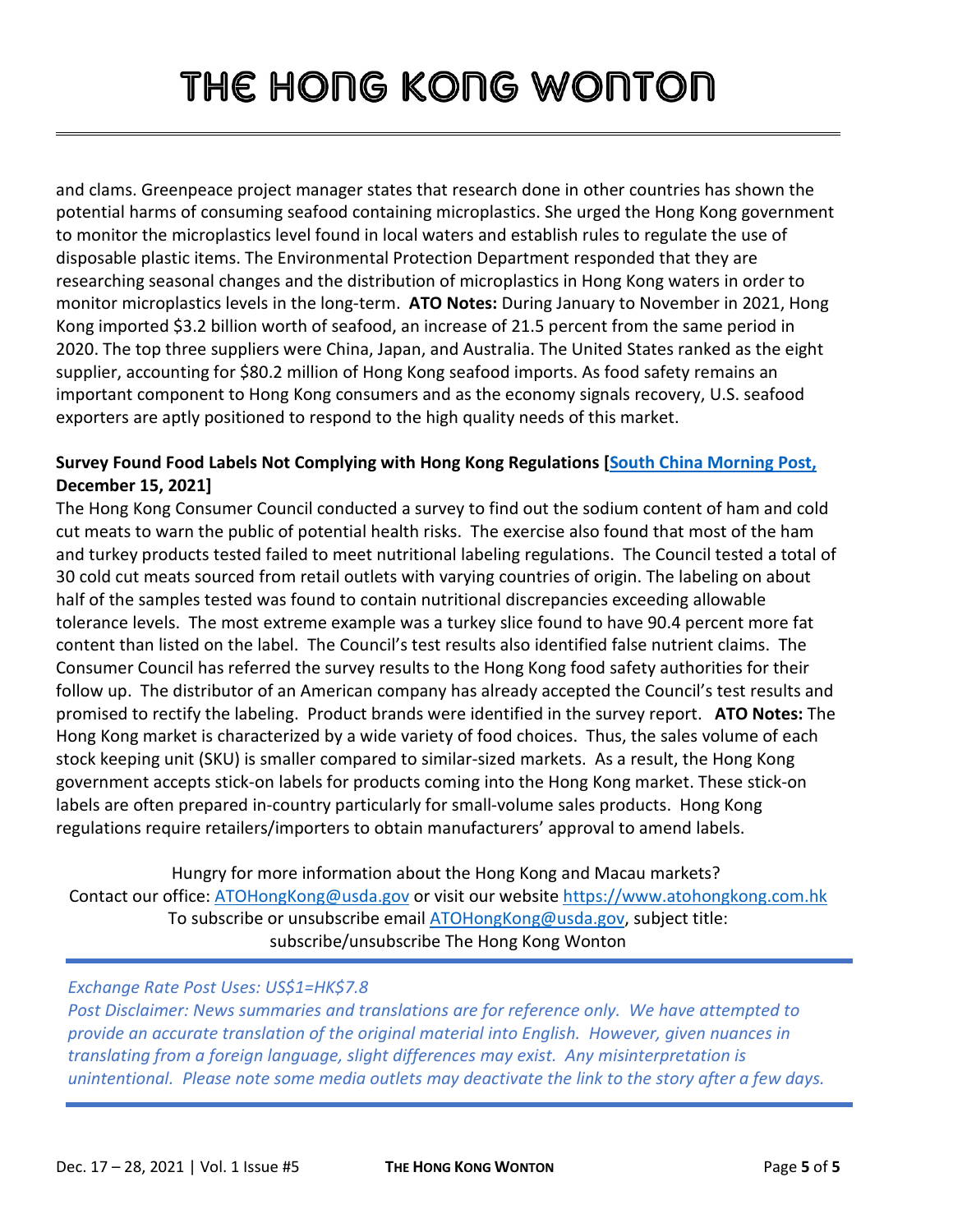and clams. Greenpeace project manager states that research done in other countries has shown the potential harms of consuming seafood containing microplastics. She urged the Hong Kong government to monitor the microplastics level found in local waters and establish rules to regulate the use of disposable plastic items. The Environmental Protection Department responded that they are researching seasonal changes and the distribution of microplastics in Hong Kong waters in order to monitor microplastics levels in the long-term. **ATO Notes:** During January to November in 2021, Hong Kong imported $3.2 billion worth of seafood, an increase of 21.5 percent from the same period in 2020. The top three suppliers were China, Japan, and Australia. The United States ranked as the eight supplier, accounting for $80.2 million of Hong Kong seafood imports. As food safety remains an important component to Hong Kong consumers and as the economy signals recovery, U.S. seafood exporters are aptly positioned to respond to the high quality needs of this market.

**Survey Found Food Labels Not Complying with Hong Kong Regulations [South China Morning Post, December 15, 2021]**

The Hong Kong Consumer Council conducted a survey to find out the sodium content of ham and cold cut meats to warn the public of potential health risks. The exercise also found that most of the ham and turkey products tested failed to meet nutritional labeling regulations. The Council tested a total of 30 cold cut meats sourced from retail outlets with varying countries of origin. The labeling on about half of the samples tested was found to contain nutritional discrepancies exceeding allowable tolerance levels. The most extreme example was a turkey slice found to have 90.4 percent more fat content than listed on the label. The Council's test results also identified false nutrient claims. The Consumer Council has referred the survey results to the Hong Kong food safety authorities for their follow up. The distributor of an American company has already accepted the Council's test results and promised to rectify the labeling. Product brands were identified in the survey report. **ATO Notes:** The Hong Kong market is characterized by a wide variety of food choices. Thus, the sales volume of each stock keeping unit (SKU) is smaller compared to similar-sized markets. As a result, the Hong Kong government accepts stick-on labels for products coming into the Hong Kong market. These stick-on labels are often prepared in-country particularly for small-volume sales products. Hong Kong regulations require retailers/importers to obtain manufacturers' approval to amend labels.

Hungry for more information about the Hong Kong and Macau markets?
Contact our office: ATOHongKong@usda.gov or visit our website https://www.atohongkong.com.hk
To subscribe or unsubscribe email ATOHongKong@usda.gov, subject title:
subscribe/unsubscribe The Hong Kong Wonton

*Exchange Rate Post Uses: US$1=HK$7.8*

*Post Disclaimer: News summaries and translations are for reference only. We have attempted to provide an accurate translation of the original material into English. However, given nuances in translating from a foreign language, slight differences may exist. Any misinterpretation is unintentional. Please note some media outlets may deactivate the link to the story after a few days.*